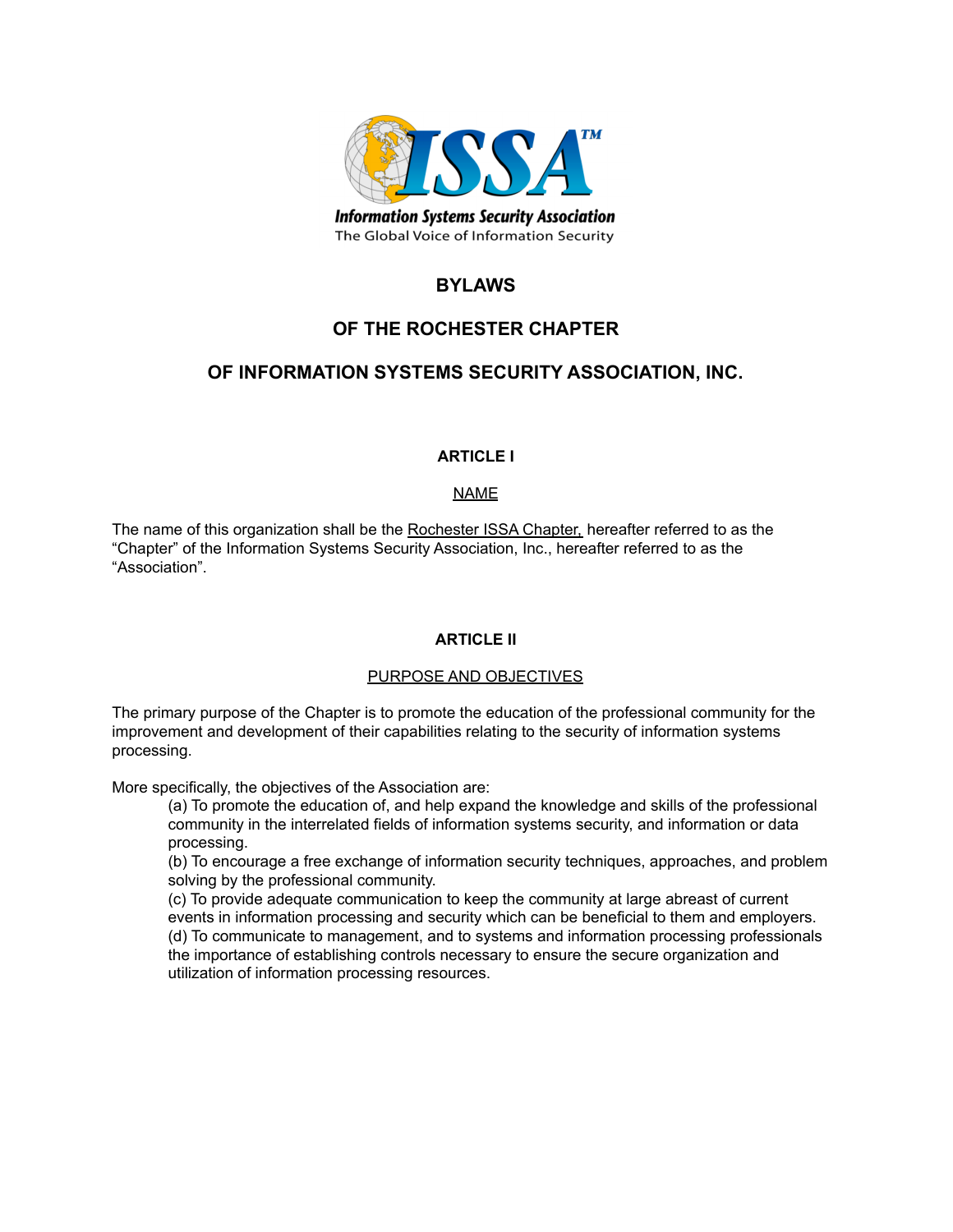ISSA™

Information Systems Security Association

The Global Voice of Information Security

# BYLAWS

# OF THE ROCHESTER CHAPTER

# OF INFORMATION SYSTEMS SECURITY ASSOCIATION, INC.

## ARTICLE I

### NAME

The name of this organization shall be the Rochester ISSA Chapter, hereafter referred to as the "Chapter" of the Information Systems Security Association, Inc., hereafter referred to as the "Association".

## ARTICLE II

### PURPOSE AND OBJECTIVES

The primary purpose of the Chapter is to promote the education of the professional community for the improvement and development of their capabilities relating to the security of information systems processing.

More specifically, the objectives of the Association are:

(a) To promote the education of, and help expand the knowledge and skills of the professional community in the interrelated fields of information systems security, and information or data processing.

(b) To encourage a free exchange of information security techniques, approaches, and problem solving by the professional community.

(c) To provide adequate communication to keep the community at large abreast of current events in information processing and security which can be beneficial to them and employers.

(d) To communicate to management, and to systems and information processing professionals the importance of establishing controls necessary to ensure the secure organization and utilization of information processing resources.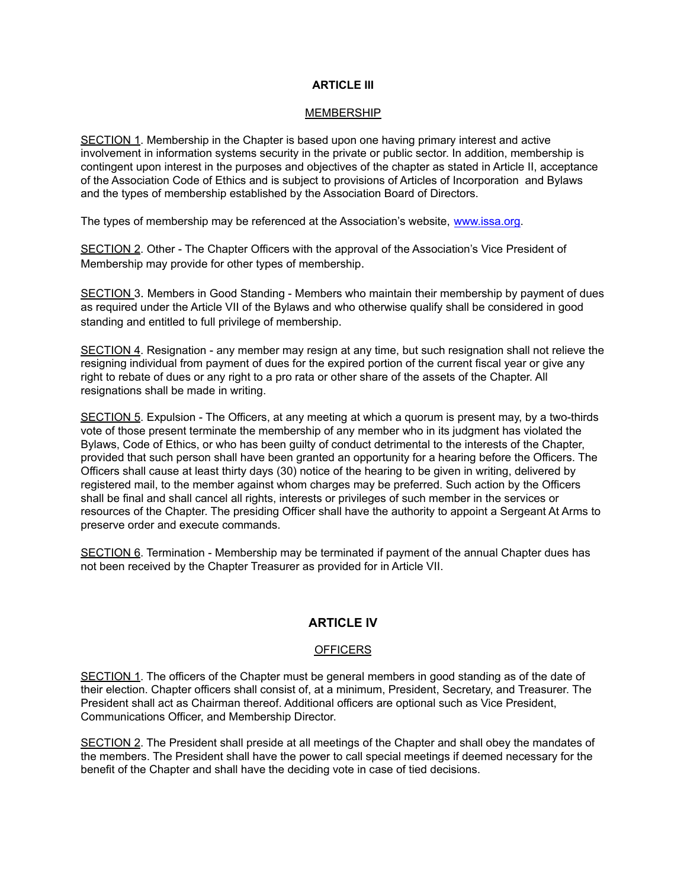## ARTICLE III

### MEMBERSHIP

SECTION 1. Membership in the Chapter is based upon one having primary interest and active involvement in information systems security in the private or public sector. In addition, membership is contingent upon interest in the purposes and objectives of the chapter as stated in Article II, acceptance of the Association Code of Ethics and is subject to provisions of Articles of Incorporation and Bylaws and the types of membership established by the Association Board of Directors.

The types of membership may be referenced at the Association's website, [www.issa.org](http://www.issa.org).

SECTION 2. Other - The Chapter Officers with the approval of the Association's Vice President of Membership may provide for other types of membership.

SECTION 3. Members in Good Standing - Members who maintain their membership by payment of dues as required under the Article VII of the Bylaws and who otherwise qualify shall be considered in good standing and entitled to full privilege of membership.

SECTION 4. Resignation - any member may resign at any time, but such resignation shall not relieve the resigning individual from payment of dues for the expired portion of the current fiscal year or give any right to rebate of dues or any right to a pro rata or other share of the assets of the Chapter. All resignations shall be made in writing.

SECTION 5. Expulsion - The Officers, at any meeting at which a quorum is present may, by a two-thirds vote of those present terminate the membership of any member who in its judgment has violated the Bylaws, Code of Ethics, or who has been guilty of conduct detrimental to the interests of the Chapter, provided that such person shall have been granted an opportunity for a hearing before the Officers. The Officers shall cause at least thirty days (30) notice of the hearing to be given in writing, delivered by registered mail, to the member against whom charges may be preferred. Such action by the Officers shall be final and shall cancel all rights, interests or privileges of such member in the services or resources of the Chapter. The presiding Officer shall have the authority to appoint a Sergeant At Arms to preserve order and execute commands.

SECTION 6. Termination - Membership may be terminated if payment of the annual Chapter dues has not been received by the Chapter Treasurer as provided for in Article VII.

## ARTICLE IV

### OFFICERS

SECTION 1. The officers of the Chapter must be general members in good standing as of the date of their election. Chapter officers shall consist of, at a minimum, President, Secretary, and Treasurer. The President shall act as Chairman thereof. Additional officers are optional such as Vice President, Communications Officer, and Membership Director.

SECTION 2. The President shall preside at all meetings of the Chapter and shall obey the mandates of the members. The President shall have the power to call special meetings if deemed necessary for the benefit of the Chapter and shall have the deciding vote in case of tied decisions.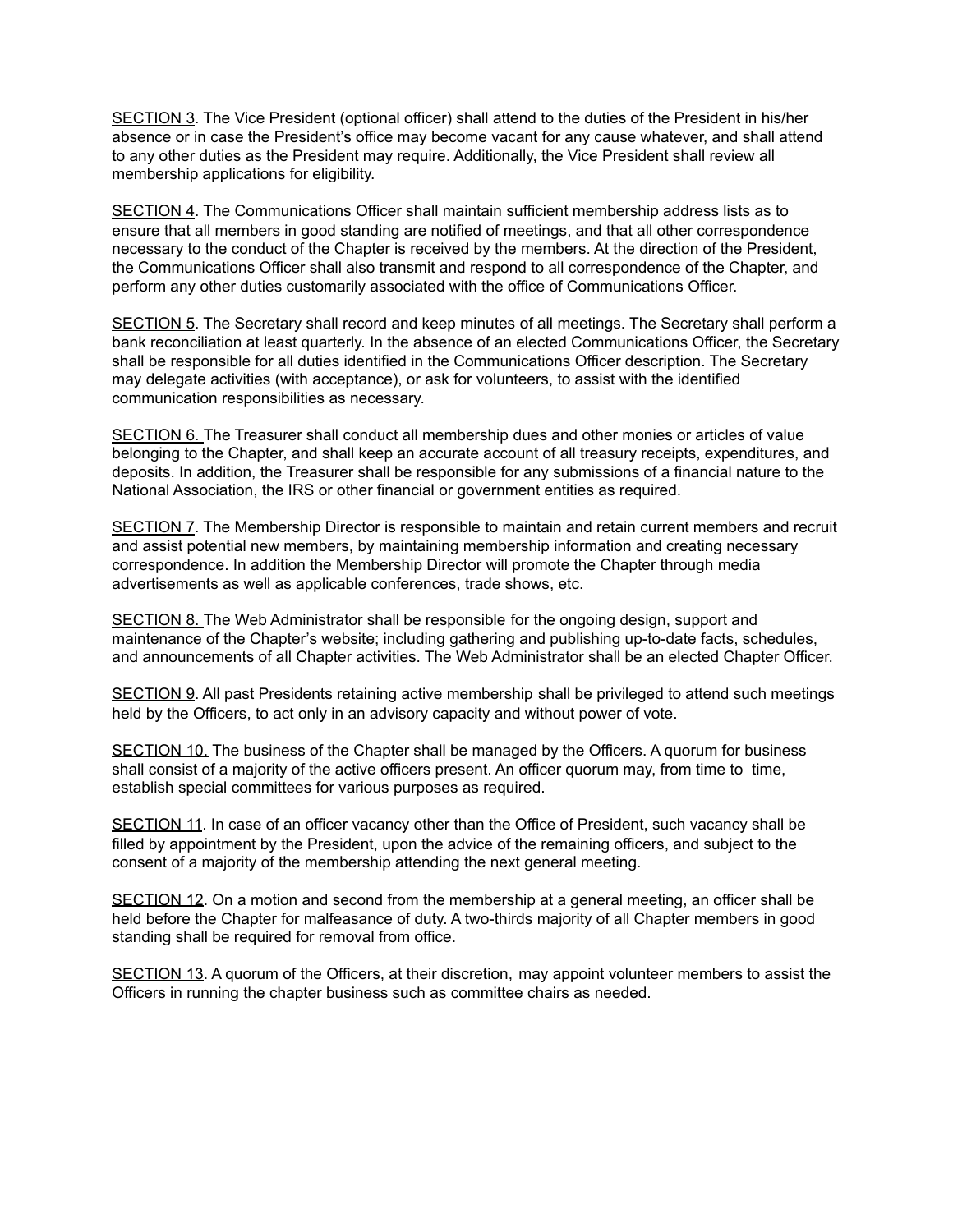SECTION 3. The Vice President (optional officer) shall attend to the duties of the President in his/her absence or in case the President's office may become vacant for any cause whatever, and shall attend to any other duties as the President may require. Additionally, the Vice President shall review all membership applications for eligibility.

SECTION 4. The Communications Officer shall maintain sufficient membership address lists as to ensure that all members in good standing are notified of meetings, and that all other correspondence necessary to the conduct of the Chapter is received by the members. At the direction of the President, the Communications Officer shall also transmit and respond to all correspondence of the Chapter, and perform any other duties customarily associated with the office of Communications Officer.

SECTION 5. The Secretary shall record and keep minutes of all meetings. The Secretary shall perform a bank reconciliation at least quarterly. In the absence of an elected Communications Officer, the Secretary shall be responsible for all duties identified in the Communications Officer description. The Secretary may delegate activities (with acceptance), or ask for volunteers, to assist with the identified communication responsibilities as necessary.

SECTION 6. The Treasurer shall conduct all membership dues and other monies or articles of value belonging to the Chapter, and shall keep an accurate account of all treasury receipts, expenditures, and deposits. In addition, the Treasurer shall be responsible for any submissions of a financial nature to the National Association, the IRS or other financial or government entities as required.

SECTION 7. The Membership Director is responsible to maintain and retain current members and recruit and assist potential new members, by maintaining membership information and creating necessary correspondence. In addition the Membership Director will promote the Chapter through media advertisements as well as applicable conferences, trade shows, etc.

SECTION 8. The Web Administrator shall be responsible for the ongoing design, support and maintenance of the Chapter's website; including gathering and publishing up-to-date facts, schedules, and announcements of all Chapter activities. The Web Administrator shall be an elected Chapter Officer.

SECTION 9. All past Presidents retaining active membership shall be privileged to attend such meetings held by the Officers, to act only in an advisory capacity and without power of vote.

SECTION 10. The business of the Chapter shall be managed by the Officers. A quorum for business shall consist of a majority of the active officers present. An officer quorum may, from time to time, establish special committees for various purposes as required.

SECTION 11. In case of an officer vacancy other than the Office of President, such vacancy shall be filled by appointment by the President, upon the advice of the remaining officers, and subject to the consent of a majority of the membership attending the next general meeting.

SECTION 12. On a motion and second from the membership at a general meeting, an officer shall be held before the Chapter for malfeasance of duty. A two-thirds majority of all Chapter members in good standing shall be required for removal from office.

SECTION 13. A quorum of the Officers, at their discretion, may appoint volunteer members to assist the Officers in running the chapter business such as committee chairs as needed.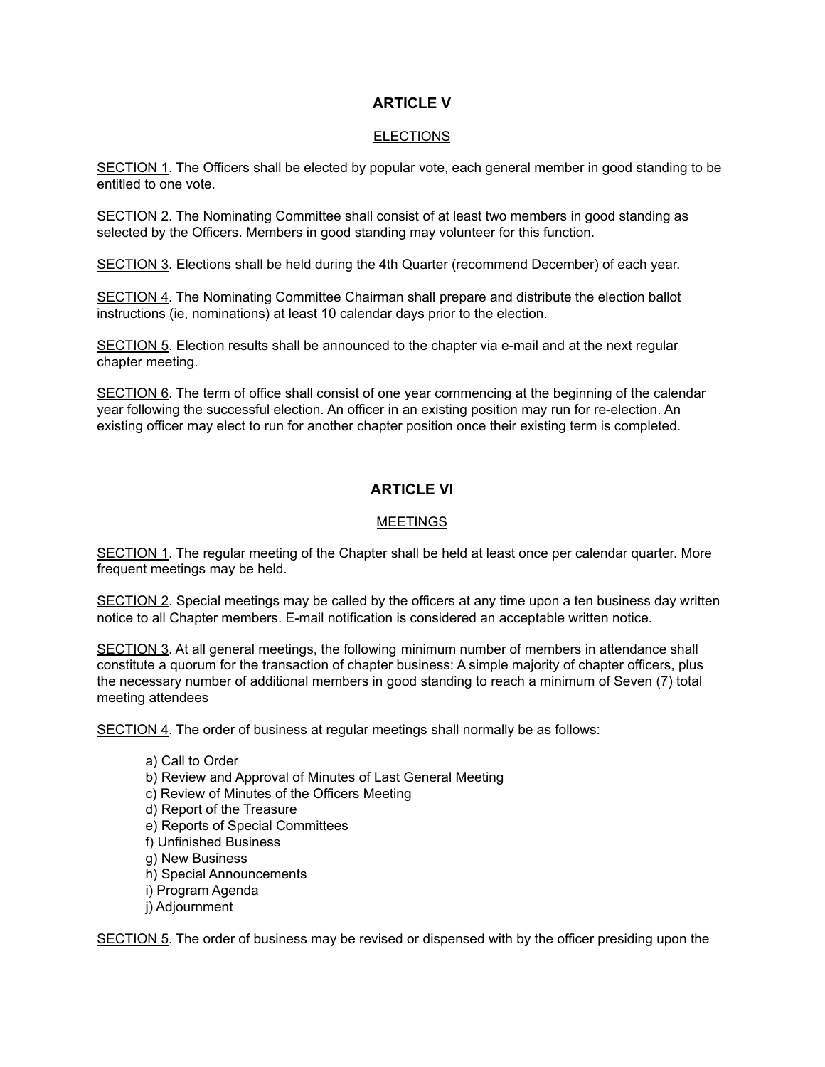## ARTICLE V

ELECTIONS

SECTION 1. The Officers shall be elected by popular vote, each general member in good standing to be entitled to one vote.

SECTION 2. The Nominating Committee shall consist of at least two members in good standing as selected by the Officers. Members in good standing may volunteer for this function.

SECTION 3. Elections shall be held during the 4th Quarter (recommend December) of each year.

SECTION 4. The Nominating Committee Chairman shall prepare and distribute the election ballot instructions (ie, nominations) at least 10 calendar days prior to the election.

SECTION 5. Election results shall be announced to the chapter via e-mail and at the next regular chapter meeting.

SECTION 6. The term of office shall consist of one year commencing at the beginning of the calendar year following the successful election. An officer in an existing position may run for re-election. An existing officer may elect to run for another chapter position once their existing term is completed.

## ARTICLE VI

MEETINGS

SECTION 1. The regular meeting of the Chapter shall be held at least once per calendar quarter. More frequent meetings may be held.

SECTION 2. Special meetings may be called by the officers at any time upon a ten business day written notice to all Chapter members. E-mail notification is considered an acceptable written notice.

SECTION 3. At all general meetings, the following minimum number of members in attendance shall constitute a quorum for the transaction of chapter business: A simple majority of chapter officers, plus the necessary number of additional members in good standing to reach a minimum of Seven (7) total meeting attendees

SECTION 4. The order of business at regular meetings shall normally be as follows:

a) Call to Order
b) Review and Approval of Minutes of Last General Meeting
c) Review of Minutes of the Officers Meeting
d) Report of the Treasure
e) Reports of Special Committees
f) Unfinished Business
g) New Business
h) Special Announcements
i) Program Agenda
j) Adjournment

SECTION 5. The order of business may be revised or dispensed with by the officer presiding upon the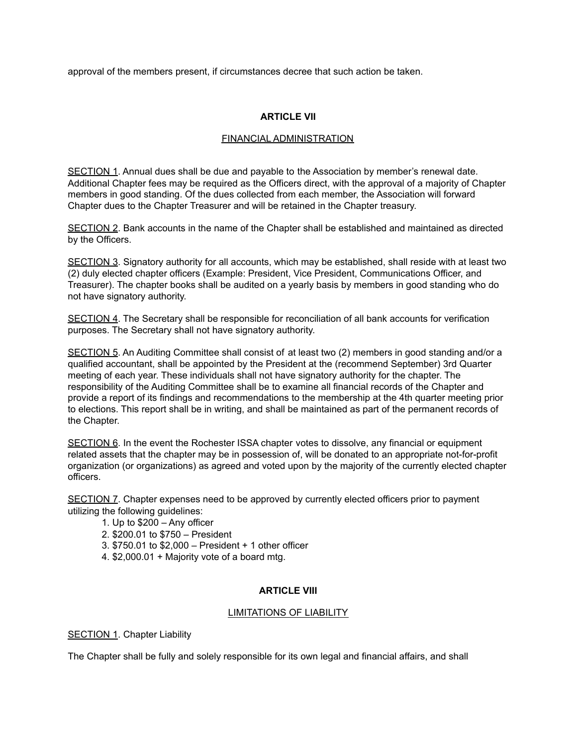approval of the members present, if circumstances decree that such action be taken.

## ARTICLE VII

FINANCIAL ADMINISTRATION

SECTION 1. Annual dues shall be due and payable to the Association by member's renewal date. Additional Chapter fees may be required as the Officers direct, with the approval of a majority of Chapter members in good standing. Of the dues collected from each member, the Association will forward Chapter dues to the Chapter Treasurer and will be retained in the Chapter treasury.

SECTION 2. Bank accounts in the name of the Chapter shall be established and maintained as directed by the Officers.

SECTION 3. Signatory authority for all accounts, which may be established, shall reside with at least two (2) duly elected chapter officers (Example: President, Vice President, Communications Officer, and Treasurer). The chapter books shall be audited on a yearly basis by members in good standing who do not have signatory authority.

SECTION 4. The Secretary shall be responsible for reconciliation of all bank accounts for verification purposes. The Secretary shall not have signatory authority.

SECTION 5. An Auditing Committee shall consist of at least two (2) members in good standing and/or a qualified accountant, shall be appointed by the President at the (recommend September) 3rd Quarter meeting of each year. These individuals shall not have signatory authority for the chapter. The responsibility of the Auditing Committee shall be to examine all financial records of the Chapter and provide a report of its findings and recommendations to the membership at the 4th quarter meeting prior to elections. This report shall be in writing, and shall be maintained as part of the permanent records of the Chapter.

SECTION 6. In the event the Rochester ISSA chapter votes to dissolve, any financial or equipment related assets that the chapter may be in possession of, will be donated to an appropriate not-for-profit organization (or organizations) as agreed and voted upon by the majority of the currently elected chapter officers.

SECTION 7. Chapter expenses need to be approved by currently elected officers prior to payment utilizing the following guidelines:

1. Up to $200 – Any officer
2. $200.01 to $750 – President
3. $750.01 to $2,000 – President + 1 other officer
4. $2,000.01 + Majority vote of a board mtg.

## ARTICLE VIII

LIMITATIONS OF LIABILITY

SECTION 1. Chapter Liability

The Chapter shall be fully and solely responsible for its own legal and financial affairs, and shall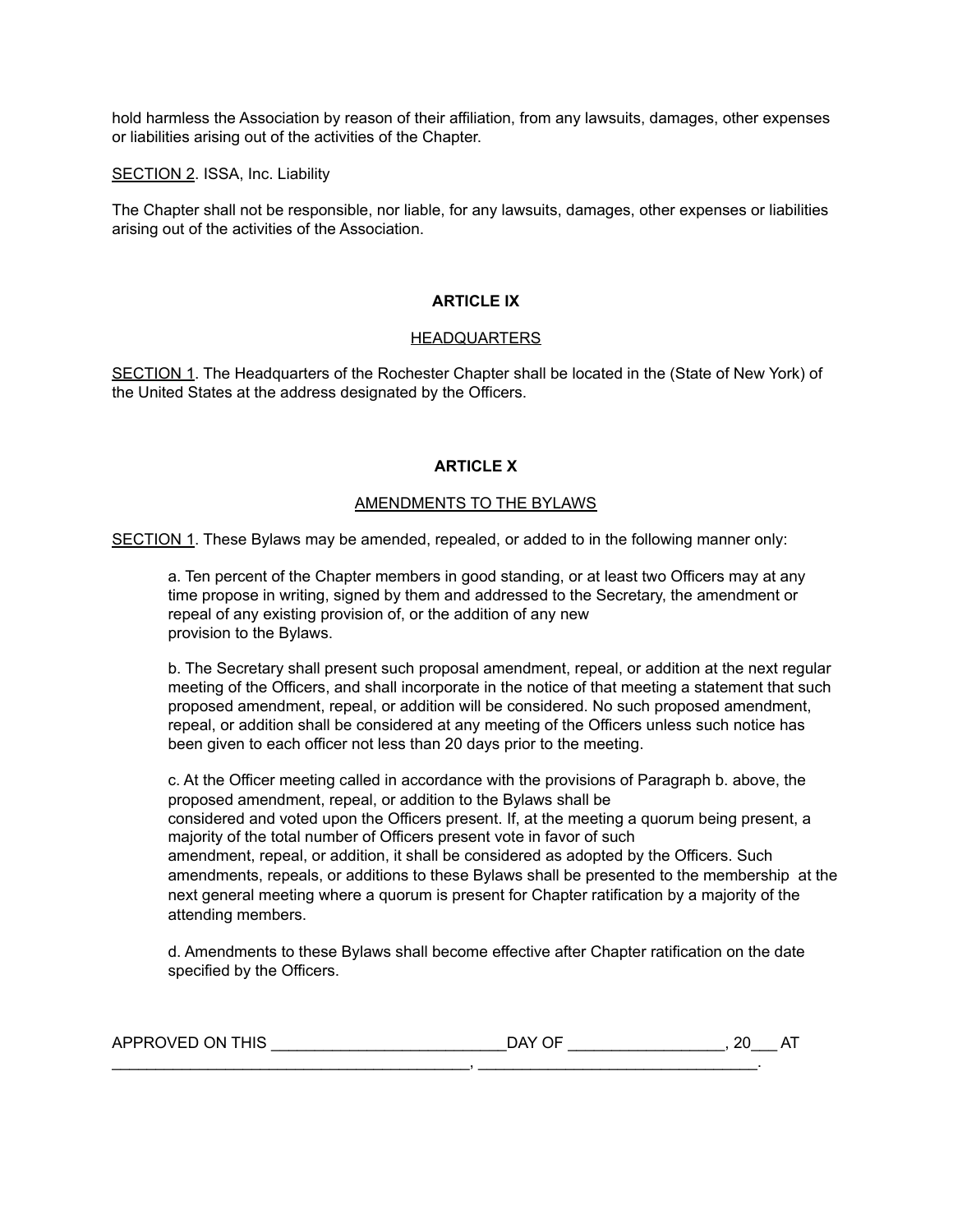hold harmless the Association by reason of their affiliation, from any lawsuits, damages, other expenses or liabilities arising out of the activities of the Chapter.

<u>SECTION 2</u>. ISSA, Inc. Liability

The Chapter shall not be responsible, nor liable, for any lawsuits, damages, other expenses or liabilities arising out of the activities of the Association.

## ARTICLE IX

<u>HEADQUARTERS</u>

<u>SECTION 1</u>. The Headquarters of the Rochester Chapter shall be located in the (State of New York) of the United States at the address designated by the Officers.

## ARTICLE X

<u>AMENDMENTS TO THE BYLAWS</u>

<u>SECTION 1</u>. These Bylaws may be amended, repealed, or added to in the following manner only:

a. Ten percent of the Chapter members in good standing, or at least two Officers may at any time propose in writing, signed by them and addressed to the Secretary, the amendment or repeal of any existing provision of, or the addition of any new provision to the Bylaws.

b. The Secretary shall present such proposal amendment, repeal, or addition at the next regular meeting of the Officers, and shall incorporate in the notice of that meeting a statement that such proposed amendment, repeal, or addition will be considered. No such proposed amendment, repeal, or addition shall be considered at any meeting of the Officers unless such notice has been given to each officer not less than 20 days prior to the meeting.

c. At the Officer meeting called in accordance with the provisions of Paragraph b. above, the proposed amendment, repeal, or addition to the Bylaws shall be considered and voted upon the Officers present. If, at the meeting a quorum being present, a majority of the total number of Officers present vote in favor of such amendment, repeal, or addition, it shall be considered as adopted by the Officers. Such amendments, repeals, or additions to these Bylaws shall be presented to the membership at the next general meeting where a quorum is present for Chapter ratification by a majority of the attending members.

d. Amendments to these Bylaws shall become effective after Chapter ratification on the date specified by the Officers.

APPROVED ON THIS ___________________________DAY OF __________________, 20___ AT __________________________________________, ________________________________.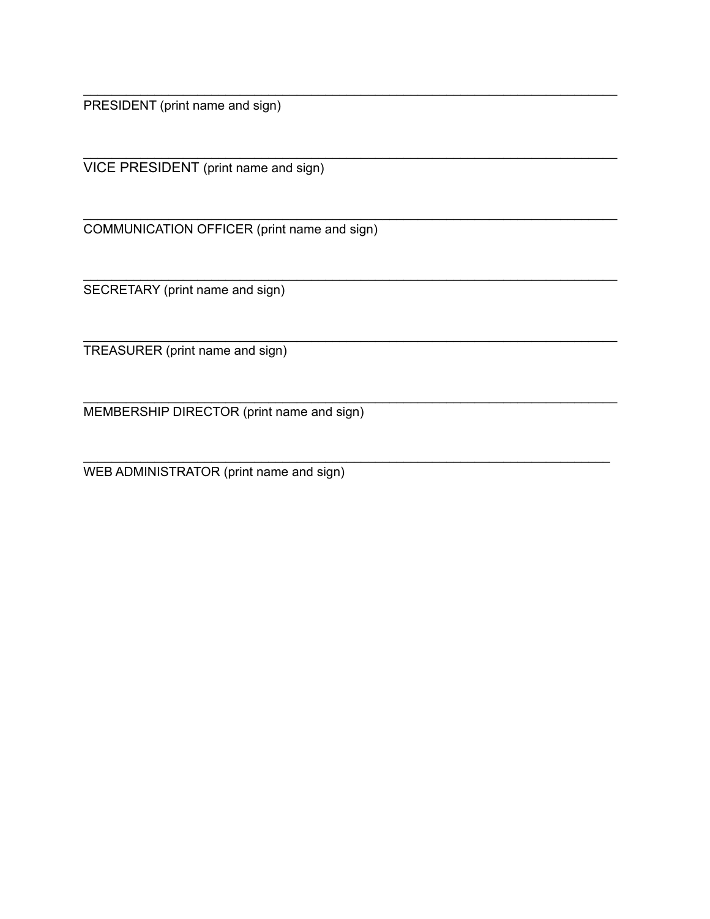\_\_\_\_\_\_\_\_\_\_\_\_\_\_\_\_\_\_\_\_\_\_\_\_\_\_\_\_\_\_\_\_\_\_\_\_\_\_\_\_\_\_\_\_\_\_\_\_\_\_\_\_\_\_\_\_\_\_\_\_\_\_\_\_\_\_\_\_\_\_\_\_\_\_

PRESIDENT (print name and sign)

\_\_\_\_\_\_\_\_\_\_\_\_\_\_\_\_\_\_\_\_\_\_\_\_\_\_\_\_\_\_\_\_\_\_\_\_\_\_\_\_\_\_\_\_\_\_\_\_\_\_\_\_\_\_\_\_\_\_\_\_\_\_\_\_\_\_\_\_\_\_\_\_\_\_

VICE PRESIDENT (print name and sign)

\_\_\_\_\_\_\_\_\_\_\_\_\_\_\_\_\_\_\_\_\_\_\_\_\_\_\_\_\_\_\_\_\_\_\_\_\_\_\_\_\_\_\_\_\_\_\_\_\_\_\_\_\_\_\_\_\_\_\_\_\_\_\_\_\_\_\_\_\_\_\_\_\_\_

COMMUNICATION OFFICER (print name and sign)

\_\_\_\_\_\_\_\_\_\_\_\_\_\_\_\_\_\_\_\_\_\_\_\_\_\_\_\_\_\_\_\_\_\_\_\_\_\_\_\_\_\_\_\_\_\_\_\_\_\_\_\_\_\_\_\_\_\_\_\_\_\_\_\_\_\_\_\_\_\_\_\_\_\_

SECRETARY (print name and sign)

\_\_\_\_\_\_\_\_\_\_\_\_\_\_\_\_\_\_\_\_\_\_\_\_\_\_\_\_\_\_\_\_\_\_\_\_\_\_\_\_\_\_\_\_\_\_\_\_\_\_\_\_\_\_\_\_\_\_\_\_\_\_\_\_\_\_\_\_\_\_\_\_\_\_

TREASURER (print name and sign)

\_\_\_\_\_\_\_\_\_\_\_\_\_\_\_\_\_\_\_\_\_\_\_\_\_\_\_\_\_\_\_\_\_\_\_\_\_\_\_\_\_\_\_\_\_\_\_\_\_\_\_\_\_\_\_\_\_\_\_\_\_\_\_\_\_\_\_\_\_\_\_\_\_\_

MEMBERSHIP DIRECTOR (print name and sign)

\_\_\_\_\_\_\_\_\_\_\_\_\_\_\_\_\_\_\_\_\_\_\_\_\_\_\_\_\_\_\_\_\_\_\_\_\_\_\_\_\_\_\_\_\_\_\_\_\_\_\_\_\_\_\_\_\_\_\_\_\_\_\_\_\_\_\_\_\_\_\_\_\_

WEB ADMINISTRATOR (print name and sign)